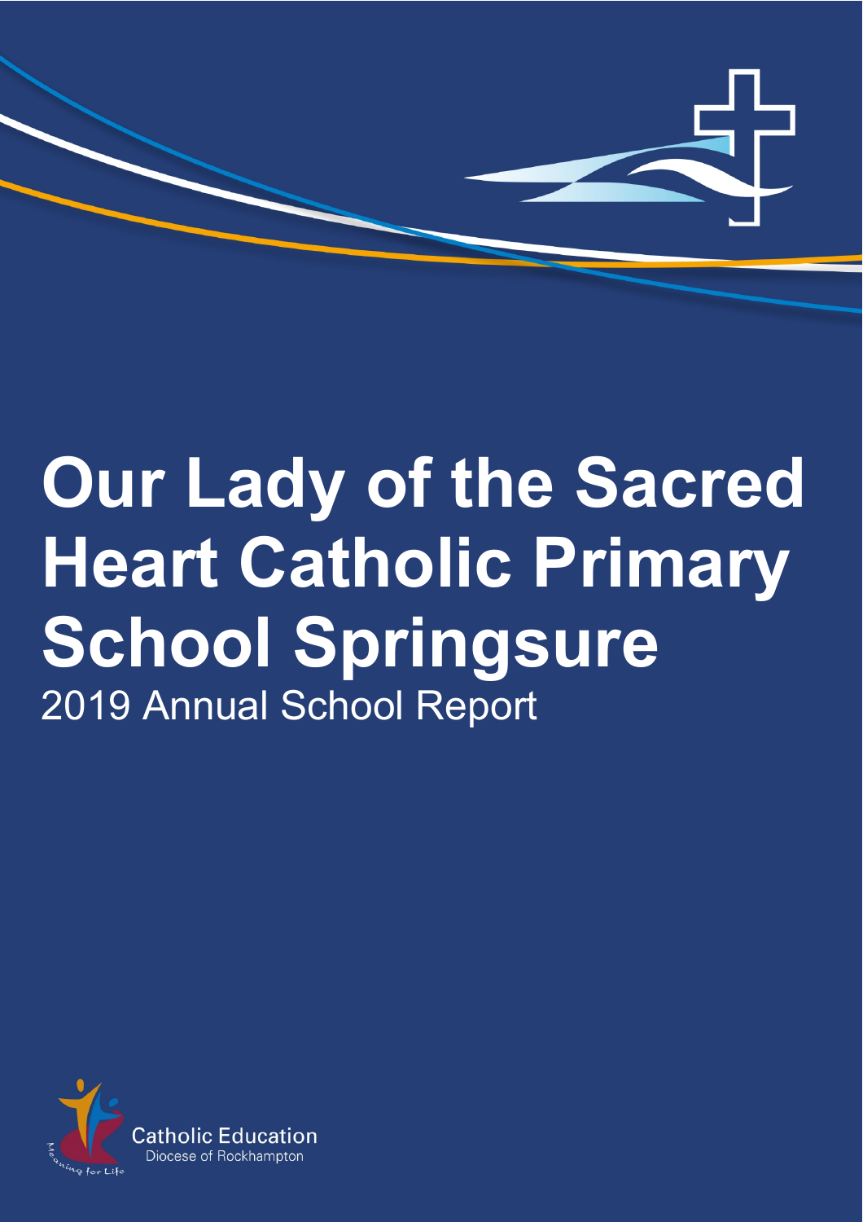# Our Lady of the Sacred Heart Catholic Primary School Springsure

2019 Annual School Report

Catholic Education
Diocese of Rockhampton

Meaning for Life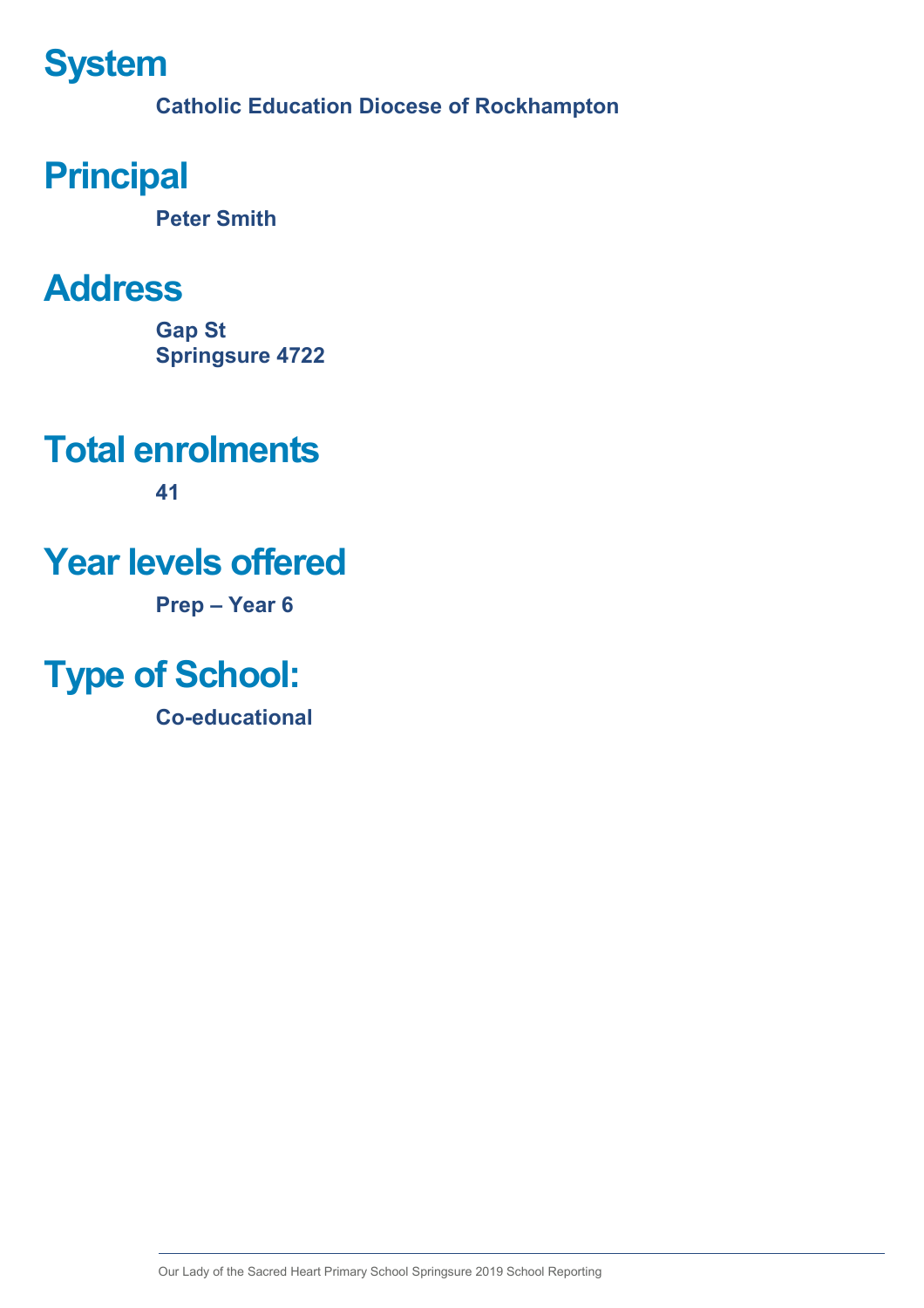# System

**Catholic Education Diocese of Rockhampton**

# Principal

**Peter Smith**

# Address

**Gap St**
**Springsure 4722**

# Total enrolments

**41**

# Year levels offered

**Prep – Year 6**

# Type of School:

**Co-educational**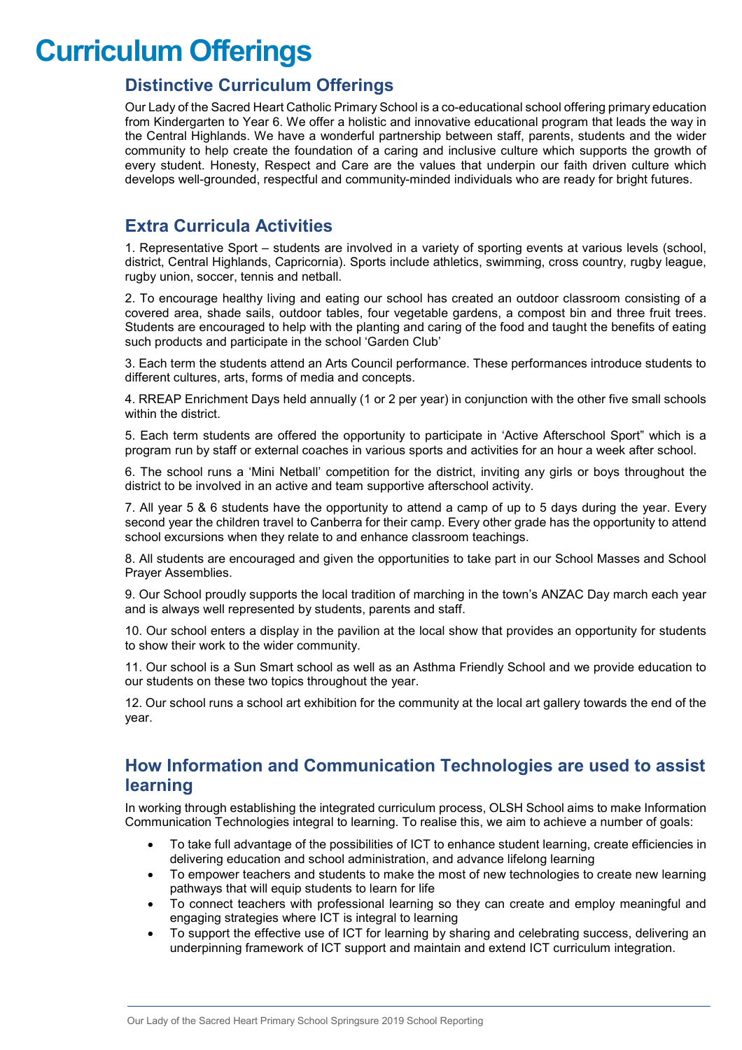# Curriculum Offerings

## Distinctive Curriculum Offerings

Our Lady of the Sacred Heart Catholic Primary School is a co-educational school offering primary education from Kindergarten to Year 6. We offer a holistic and innovative educational program that leads the way in the Central Highlands. We have a wonderful partnership between staff, parents, students and the wider community to help create the foundation of a caring and inclusive culture which supports the growth of every student. Honesty, Respect and Care are the values that underpin our faith driven culture which develops well-grounded, respectful and community-minded individuals who are ready for bright futures.

## Extra Curricula Activities

1. Representative Sport – students are involved in a variety of sporting events at various levels (school, district, Central Highlands, Capricornia). Sports include athletics, swimming, cross country, rugby league, rugby union, soccer, tennis and netball.

2. To encourage healthy living and eating our school has created an outdoor classroom consisting of a covered area, shade sails, outdoor tables, four vegetable gardens, a compost bin and three fruit trees. Students are encouraged to help with the planting and caring of the food and taught the benefits of eating such products and participate in the school 'Garden Club'

3. Each term the students attend an Arts Council performance. These performances introduce students to different cultures, arts, forms of media and concepts.

4. RREAP Enrichment Days held annually (1 or 2 per year) in conjunction with the other five small schools within the district.

5. Each term students are offered the opportunity to participate in 'Active Afterschool Sport" which is a program run by staff or external coaches in various sports and activities for an hour a week after school.

6. The school runs a 'Mini Netball' competition for the district, inviting any girls or boys throughout the district to be involved in an active and team supportive afterschool activity.

7. All year 5 & 6 students have the opportunity to attend a camp of up to 5 days during the year. Every second year the children travel to Canberra for their camp. Every other grade has the opportunity to attend school excursions when they relate to and enhance classroom teachings.

8. All students are encouraged and given the opportunities to take part in our School Masses and School Prayer Assemblies.

9. Our School proudly supports the local tradition of marching in the town's ANZAC Day march each year and is always well represented by students, parents and staff.

10. Our school enters a display in the pavilion at the local show that provides an opportunity for students to show their work to the wider community.

11. Our school is a Sun Smart school as well as an Asthma Friendly School and we provide education to our students on these two topics throughout the year.

12. Our school runs a school art exhibition for the community at the local art gallery towards the end of the year.

## How Information and Communication Technologies are used to assist learning

In working through establishing the integrated curriculum process, OLSH School aims to make Information Communication Technologies integral to learning. To realise this, we aim to achieve a number of goals:

- To take full advantage of the possibilities of ICT to enhance student learning, create efficiencies in delivering education and school administration, and advance lifelong learning
- To empower teachers and students to make the most of new technologies to create new learning pathways that will equip students to learn for life
- To connect teachers with professional learning so they can create and employ meaningful and engaging strategies where ICT is integral to learning
- To support the effective use of ICT for learning by sharing and celebrating success, delivering an underpinning framework of ICT support and maintain and extend ICT curriculum integration.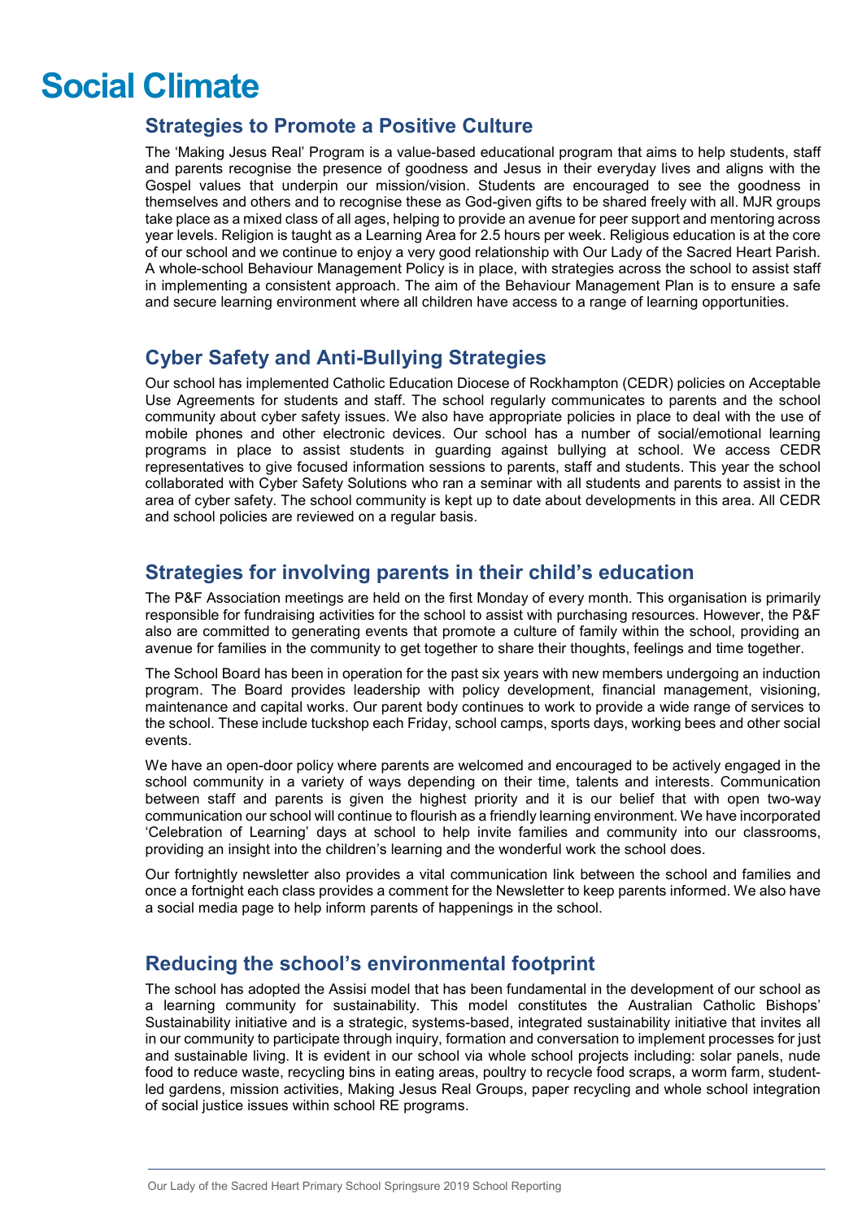# Social Climate

## Strategies to Promote a Positive Culture

The 'Making Jesus Real' Program is a value-based educational program that aims to help students, staff and parents recognise the presence of goodness and Jesus in their everyday lives and aligns with the Gospel values that underpin our mission/vision. Students are encouraged to see the goodness in themselves and others and to recognise these as God-given gifts to be shared freely with all. MJR groups take place as a mixed class of all ages, helping to provide an avenue for peer support and mentoring across year levels. Religion is taught as a Learning Area for 2.5 hours per week. Religious education is at the core of our school and we continue to enjoy a very good relationship with Our Lady of the Sacred Heart Parish. A whole-school Behaviour Management Policy is in place, with strategies across the school to assist staff in implementing a consistent approach. The aim of the Behaviour Management Plan is to ensure a safe and secure learning environment where all children have access to a range of learning opportunities.

## Cyber Safety and Anti-Bullying Strategies

Our school has implemented Catholic Education Diocese of Rockhampton (CEDR) policies on Acceptable Use Agreements for students and staff. The school regularly communicates to parents and the school community about cyber safety issues. We also have appropriate policies in place to deal with the use of mobile phones and other electronic devices. Our school has a number of social/emotional learning programs in place to assist students in guarding against bullying at school. We access CEDR representatives to give focused information sessions to parents, staff and students. This year the school collaborated with Cyber Safety Solutions who ran a seminar with all students and parents to assist in the area of cyber safety. The school community is kept up to date about developments in this area. All CEDR and school policies are reviewed on a regular basis.

## Strategies for involving parents in their child's education

The P&F Association meetings are held on the first Monday of every month. This organisation is primarily responsible for fundraising activities for the school to assist with purchasing resources. However, the P&F also are committed to generating events that promote a culture of family within the school, providing an avenue for families in the community to get together to share their thoughts, feelings and time together.

The School Board has been in operation for the past six years with new members undergoing an induction program. The Board provides leadership with policy development, financial management, visioning, maintenance and capital works. Our parent body continues to work to provide a wide range of services to the school. These include tuckshop each Friday, school camps, sports days, working bees and other social events.

We have an open-door policy where parents are welcomed and encouraged to be actively engaged in the school community in a variety of ways depending on their time, talents and interests. Communication between staff and parents is given the highest priority and it is our belief that with open two-way communication our school will continue to flourish as a friendly learning environment. We have incorporated 'Celebration of Learning' days at school to help invite families and community into our classrooms, providing an insight into the children's learning and the wonderful work the school does.

Our fortnightly newsletter also provides a vital communication link between the school and families and once a fortnight each class provides a comment for the Newsletter to keep parents informed. We also have a social media page to help inform parents of happenings in the school.

## Reducing the school's environmental footprint

The school has adopted the Assisi model that has been fundamental in the development of our school as a learning community for sustainability. This model constitutes the Australian Catholic Bishops' Sustainability initiative and is a strategic, systems-based, integrated sustainability initiative that invites all in our community to participate through inquiry, formation and conversation to implement processes for just and sustainable living. It is evident in our school via whole school projects including: solar panels, nude food to reduce waste, recycling bins in eating areas, poultry to recycle food scraps, a worm farm, student-led gardens, mission activities, Making Jesus Real Groups, paper recycling and whole school integration of social justice issues within school RE programs.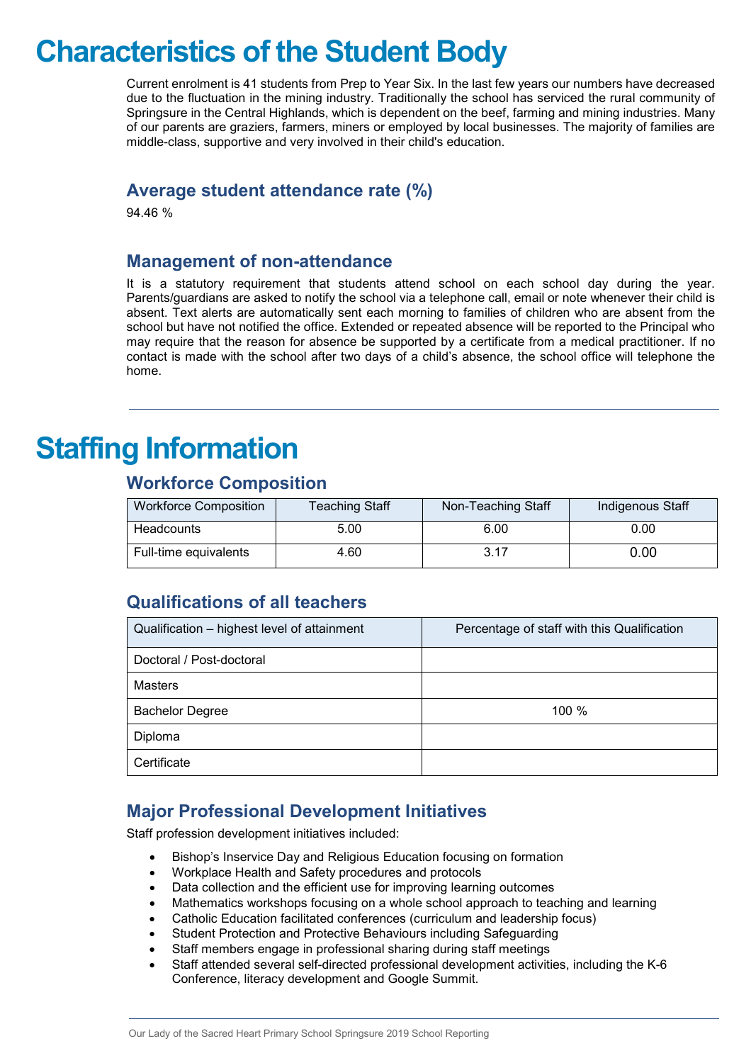# Characteristics of the Student Body

Current enrolment is 41 students from Prep to Year Six. In the last few years our numbers have decreased due to the fluctuation in the mining industry. Traditionally the school has serviced the rural community of Springsure in the Central Highlands, which is dependent on the beef, farming and mining industries. Many of our parents are graziers, farmers, miners or employed by local businesses. The majority of families are middle-class, supportive and very involved in their child's education.

## Average student attendance rate (%)

94.46 %

## Management of non-attendance

It is a statutory requirement that students attend school on each school day during the year. Parents/guardians are asked to notify the school via a telephone call, email or note whenever their child is absent. Text alerts are automatically sent each morning to families of children who are absent from the school but have not notified the office. Extended or repeated absence will be reported to the Principal who may require that the reason for absence be supported by a certificate from a medical practitioner. If no contact is made with the school after two days of a child's absence, the school office will telephone the home.

# Staffing Information

## Workforce Composition

| Workforce Composition | Teaching Staff | Non-Teaching Staff | Indigenous Staff |
|---|---|---|---|
| Headcounts | 5.00 | 6.00 | 0.00 |
| Full-time equivalents | 4.60 | 3.17 | 0.00 |

## Qualifications of all teachers

| Qualification – highest level of attainment | Percentage of staff with this Qualification |
|---|---|
| Doctoral / Post-doctoral | |
| Masters | |
| Bachelor Degree | 100 % |
| Diploma | |
| Certificate | |

## Major Professional Development Initiatives

Staff profession development initiatives included:

- Bishop's Inservice Day and Religious Education focusing on formation
- Workplace Health and Safety procedures and protocols
- Data collection and the efficient use for improving learning outcomes
- Mathematics workshops focusing on a whole school approach to teaching and learning
- Catholic Education facilitated conferences (curriculum and leadership focus)
- Student Protection and Protective Behaviours including Safeguarding
- Staff members engage in professional sharing during staff meetings
- Staff attended several self-directed professional development activities, including the K-6 Conference, literacy development and Google Summit.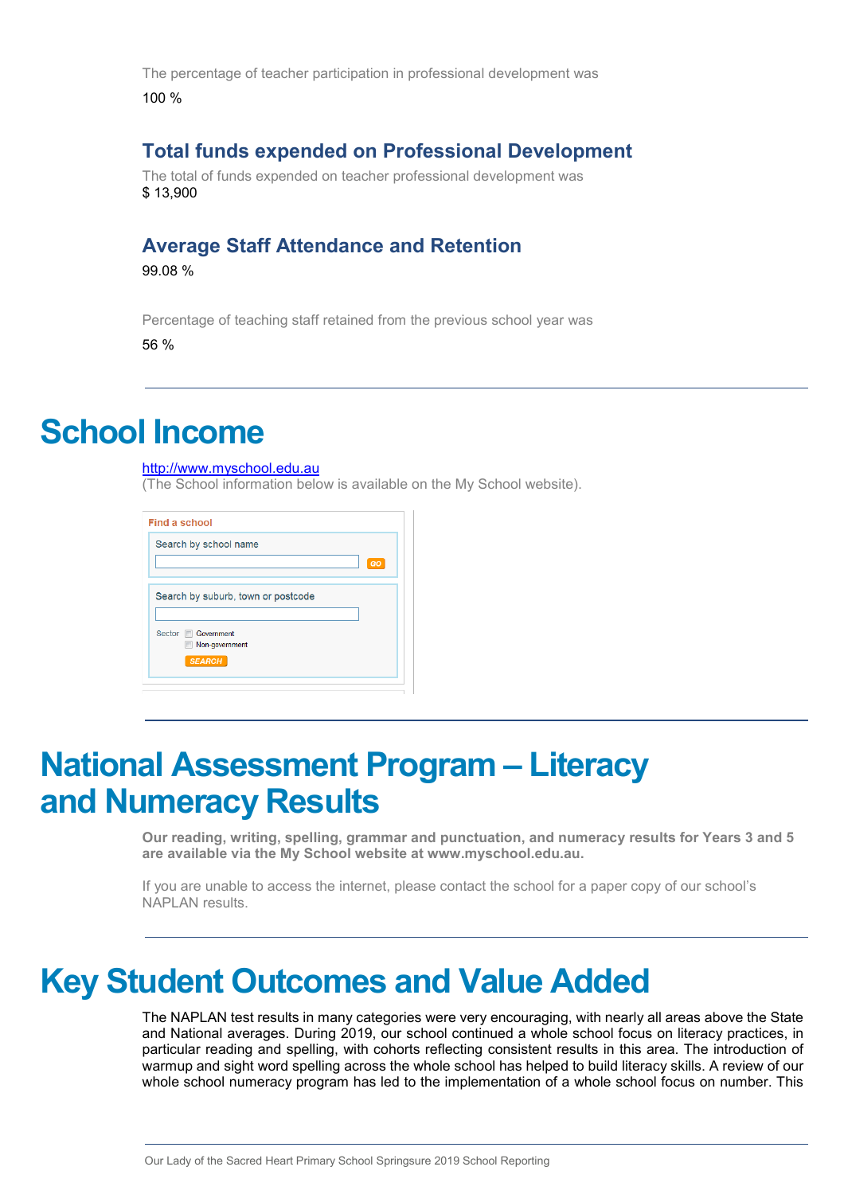The percentage of teacher participation in professional development was

100 %

### Total funds expended on Professional Development

The total of funds expended on teacher professional development was
$ 13,900

### Average Staff Attendance and Retention

99.08 %

Percentage of teaching staff retained from the previous school year was

56 %

# School Income

http://www.myschool.edu.au
(The School information below is available on the My School website).

Find a school

Search by school name

GO

Search by suburb, town or postcode

Sector Government
Non-government

SEARCH

# National Assessment Program – Literacy and Numeracy Results

**Our reading, writing, spelling, grammar and punctuation, and numeracy results for Years 3 and 5 are available via the My School website at www.myschool.edu.au.**

If you are unable to access the internet, please contact the school for a paper copy of our school's NAPLAN results.

# Key Student Outcomes and Value Added

The NAPLAN test results in many categories were very encouraging, with nearly all areas above the State and National averages. During 2019, our school continued a whole school focus on literacy practices, in particular reading and spelling, with cohorts reflecting consistent results in this area. The introduction of warmup and sight word spelling across the whole school has helped to build literacy skills. A review of our whole school numeracy program has led to the implementation of a whole school focus on number. This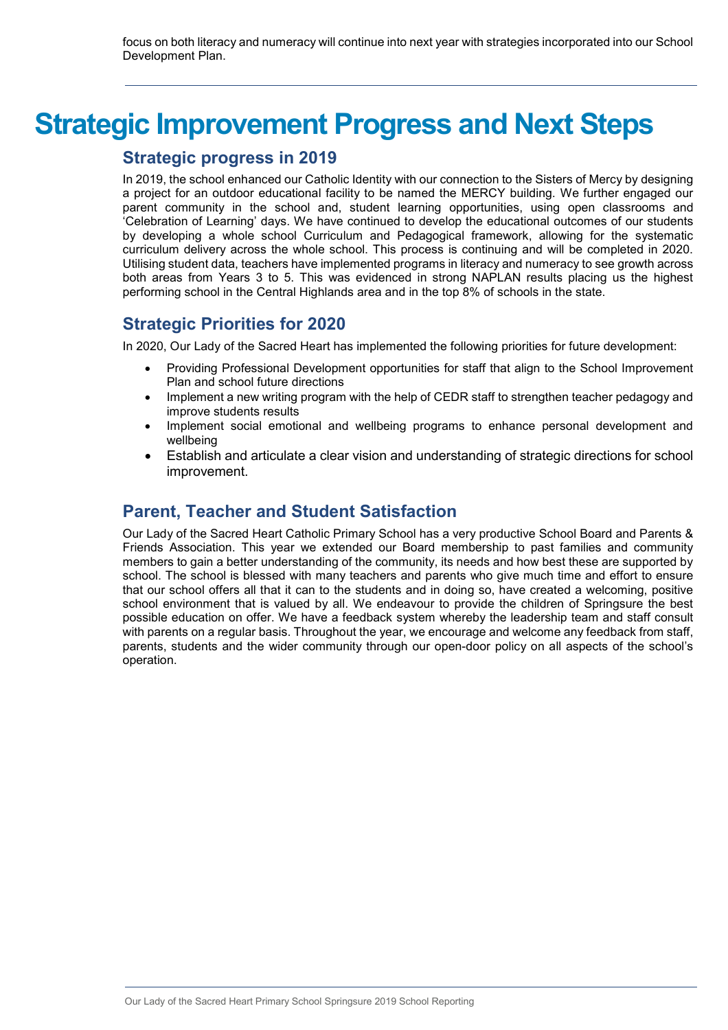focus on both literacy and numeracy will continue into next year with strategies incorporated into our School Development Plan.

# Strategic Improvement Progress and Next Steps

## Strategic progress in 2019

In 2019, the school enhanced our Catholic Identity with our connection to the Sisters of Mercy by designing a project for an outdoor educational facility to be named the MERCY building. We further engaged our parent community in the school and, student learning opportunities, using open classrooms and 'Celebration of Learning' days. We have continued to develop the educational outcomes of our students by developing a whole school Curriculum and Pedagogical framework, allowing for the systematic curriculum delivery across the whole school. This process is continuing and will be completed in 2020. Utilising student data, teachers have implemented programs in literacy and numeracy to see growth across both areas from Years 3 to 5. This was evidenced in strong NAPLAN results placing us the highest performing school in the Central Highlands area and in the top 8% of schools in the state.

## Strategic Priorities for 2020

In 2020, Our Lady of the Sacred Heart has implemented the following priorities for future development:

- Providing Professional Development opportunities for staff that align to the School Improvement Plan and school future directions
- Implement a new writing program with the help of CEDR staff to strengthen teacher pedagogy and improve students results
- Implement social emotional and wellbeing programs to enhance personal development and wellbeing
- Establish and articulate a clear vision and understanding of strategic directions for school improvement.

## Parent, Teacher and Student Satisfaction

Our Lady of the Sacred Heart Catholic Primary School has a very productive School Board and Parents & Friends Association. This year we extended our Board membership to past families and community members to gain a better understanding of the community, its needs and how best these are supported by school. The school is blessed with many teachers and parents who give much time and effort to ensure that our school offers all that it can to the students and in doing so, have created a welcoming, positive school environment that is valued by all. We endeavour to provide the children of Springsure the best possible education on offer. We have a feedback system whereby the leadership team and staff consult with parents on a regular basis. Throughout the year, we encourage and welcome any feedback from staff, parents, students and the wider community through our open-door policy on all aspects of the school's operation.